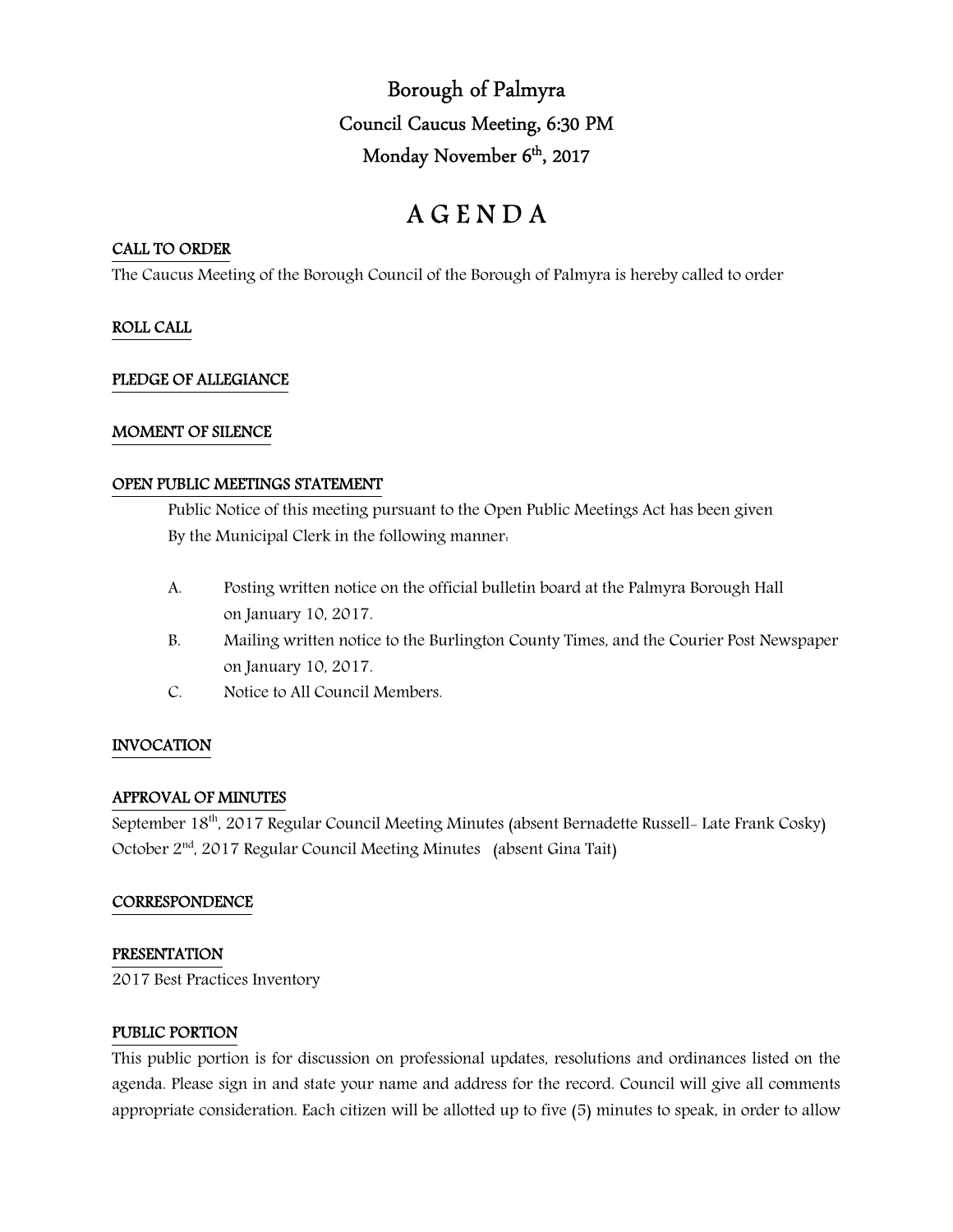# Borough of Palmyra

## Council Caucus Meeting, 6:30 PM

## Monday November 6th, 2017

# A G E N D A

**CALL TO ORDER**

The Caucus Meeting of the Borough Council of the Borough of Palmyra is hereby called to order

**ROLL CALL**

**PLEDGE OF ALLEGIANCE**

**MOMENT OF SILENCE**

**OPEN PUBLIC MEETINGS STATEMENT**

Public Notice of this meeting pursuant to the Open Public Meetings Act has been given By the Municipal Clerk in the following manner:

A. Posting written notice on the official bulletin board at the Palmyra Borough Hall on January 10, 2017.

B. Mailing written notice to the Burlington County Times, and the Courier Post Newspaper on January 10, 2017.

C. Notice to All Council Members.

**INVOCATION**

**APPROVAL OF MINUTES**

September 18th, 2017 Regular Council Meeting Minutes (absent Bernadette Russell- Late Frank Cosky)
October 2nd, 2017 Regular Council Meeting Minutes (absent Gina Tait)

**CORRESPONDENCE**

**PRESENTATION**

2017 Best Practices Inventory

**PUBLIC PORTION**

This public portion is for discussion on professional updates, resolutions and ordinances listed on the agenda. Please sign in and state your name and address for the record. Council will give all comments appropriate consideration. Each citizen will be allotted up to five (5) minutes to speak, in order to allow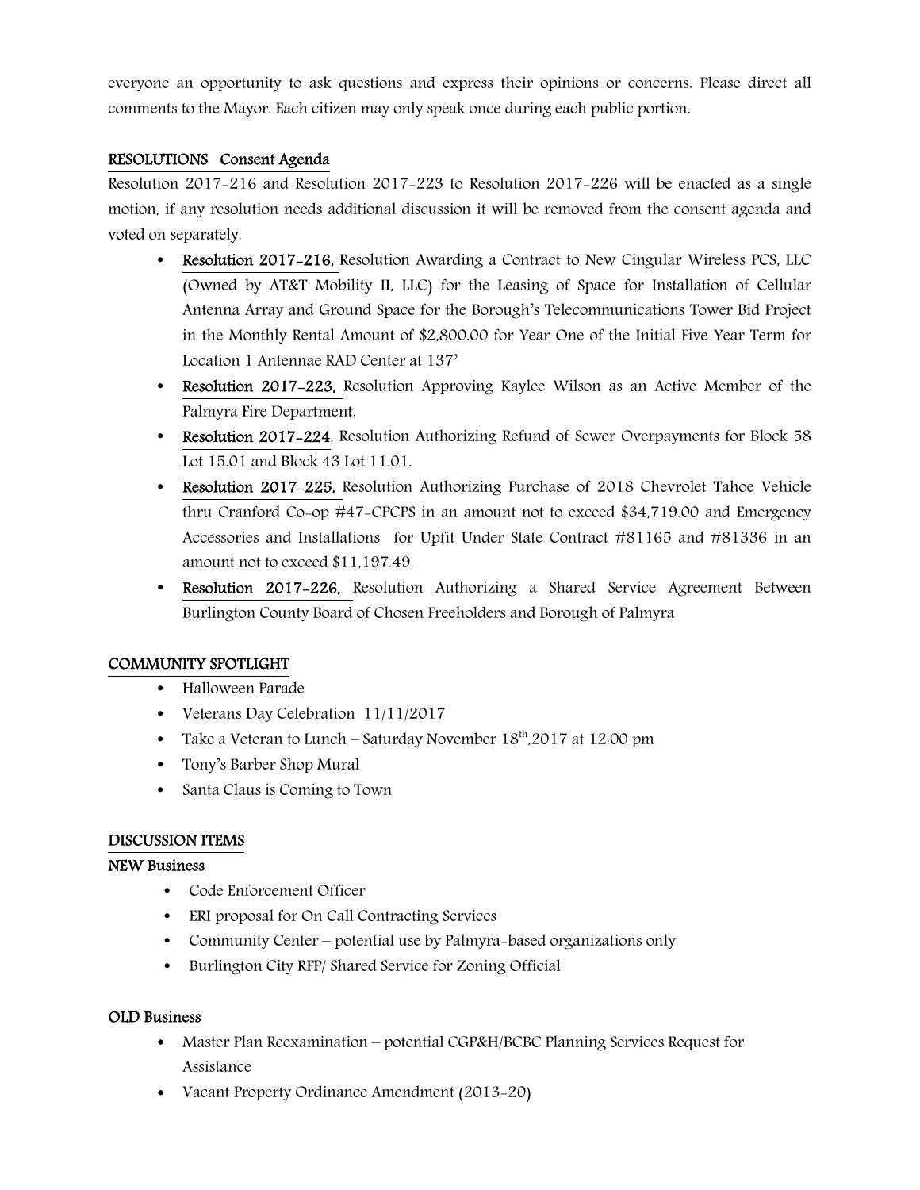everyone an opportunity to ask questions and express their opinions or concerns. Please direct all comments to the Mayor. Each citizen may only speak once during each public portion.

## RESOLUTIONS Consent Agenda

Resolution 2017-216 and Resolution 2017-223 to Resolution 2017-226 will be enacted as a single motion, if any resolution needs additional discussion it will be removed from the consent agenda and voted on separately.

- **Resolution 2017-216,** Resolution Awarding a Contract to New Cingular Wireless PCS, LLC (Owned by AT&T Mobility II, LLC) for the Leasing of Space for Installation of Cellular Antenna Array and Ground Space for the Borough's Telecommunications Tower Bid Project in the Monthly Rental Amount of $2,800.00 for Year One of the Initial Five Year Term for Location 1 Antennae RAD Center at 137'
- **Resolution 2017-223,** Resolution Approving Kaylee Wilson as an Active Member of the Palmyra Fire Department.
- **Resolution 2017-224**, Resolution Authorizing Refund of Sewer Overpayments for Block 58 Lot 15.01 and Block 43 Lot 11.01.
- **Resolution 2017-225,** Resolution Authorizing Purchase of 2018 Chevrolet Tahoe Vehicle thru Cranford Co-op #47-CPCPS in an amount not to exceed $34,719.00 and Emergency Accessories and Installations for Upfit Under State Contract #81165 and #81336 in an amount not to exceed $11,197.49.
- **Resolution 2017-226,** Resolution Authorizing a Shared Service Agreement Between Burlington County Board of Chosen Freeholders and Borough of Palmyra

## COMMUNITY SPOTLIGHT

- Halloween Parade
- Veterans Day Celebration 11/11/2017
- Take a Veteran to Lunch – Saturday November 18th,2017 at 12:00 pm
- Tony's Barber Shop Mural
- Santa Claus is Coming to Town

## DISCUSSION ITEMS

### NEW Business

- Code Enforcement Officer
- ERI proposal for On Call Contracting Services
- Community Center – potential use by Palmyra-based organizations only
- Burlington City RFP/ Shared Service for Zoning Official

### OLD Business

- Master Plan Reexamination – potential CGP&H/BCBC Planning Services Request for Assistance
- Vacant Property Ordinance Amendment (2013-20)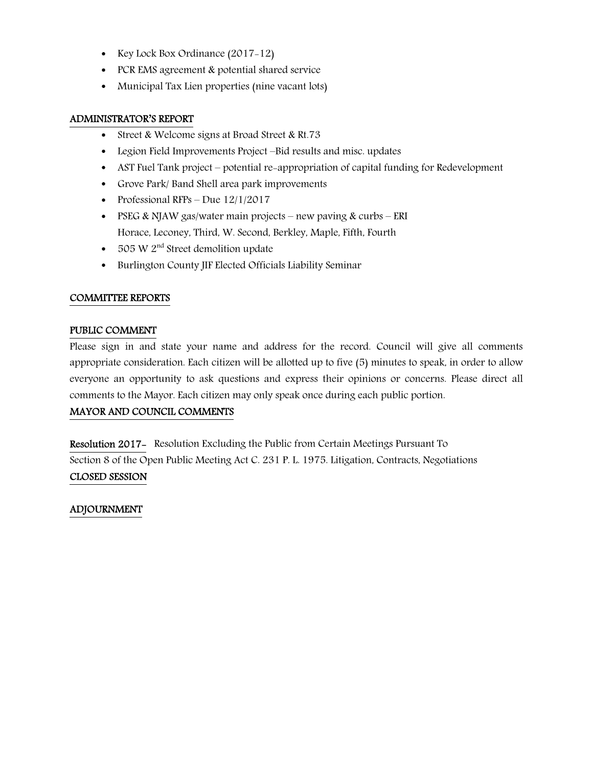- Key Lock Box Ordinance (2017-12)
- PCR EMS agreement & potential shared service
- Municipal Tax Lien properties (nine vacant lots)

## ADMINISTRATOR'S REPORT

- Street & Welcome signs at Broad Street & Rt.73
- Legion Field Improvements Project –Bid results and misc. updates
- AST Fuel Tank project – potential re-appropriation of capital funding for Redevelopment
- Grove Park/ Band Shell area park improvements
- Professional RFPs – Due 12/1/2017
- PSEG & NJAW gas/water main projects – new paving & curbs – ERI
  Horace, Leconey, Third, W. Second, Berkley, Maple, Fifth, Fourth
- 505 W 2nd Street demolition update
- Burlington County JIF Elected Officials Liability Seminar

## COMMITTEE REPORTS

## PUBLIC COMMENT

Please sign in and state your name and address for the record. Council will give all comments appropriate consideration. Each citizen will be allotted up to five (5) minutes to speak, in order to allow everyone an opportunity to ask questions and express their opinions or concerns. Please direct all comments to the Mayor. Each citizen may only speak once during each public portion.

## MAYOR AND COUNCIL COMMENTS

**Resolution 2017-** Resolution Excluding the Public from Certain Meetings Pursuant To Section 8 of the Open Public Meeting Act C. 231 P. L. 1975. Litigation, Contracts, Negotiations

## CLOSED SESSION

## ADJOURNMENT